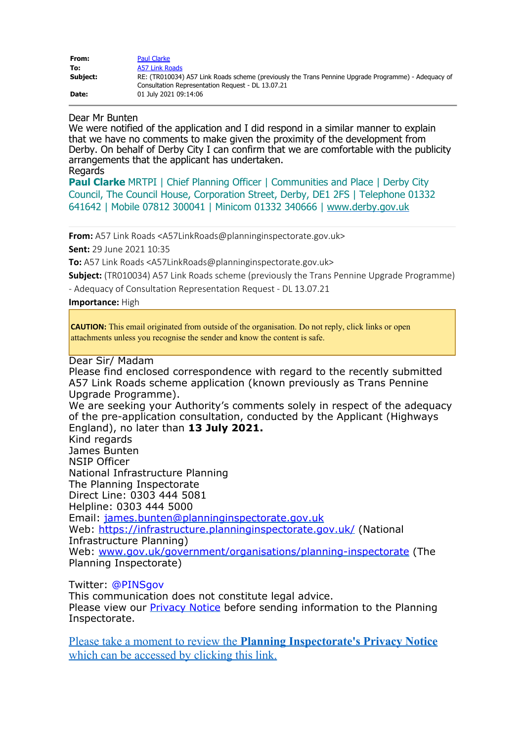**From:** Paul Clarke
**To:** A57 Link Roads
**Subject:** RE: (TR010034) A57 Link Roads scheme (previously the Trans Pennine Upgrade Programme) - Adequacy of Consultation Representation Request - DL 13.07.21
**Date:** 01 July 2021 09:14:06

---

Dear Mr Bunten

We were notified of the application and I did respond in a similar manner to explain that we have no comments to make given the proximity of the development from Derby. On behalf of Derby City I can confirm that we are comfortable with the publicity arrangements that the applicant has undertaken.

Regards

**Paul Clarke** MRTPI | Chief Planning Officer | Communities and Place | Derby City Council, The Council House, Corporation Street, Derby, DE1 2FS | Telephone 01332 641642 | Mobile 07812 300041 | Minicom 01332 340666 | www.derby.gov.uk

---

**From:** A57 Link Roads <A57LinkRoads@planninginspectorate.gov.uk>
**Sent:** 29 June 2021 10:35
**To:** A57 Link Roads <A57LinkRoads@planninginspectorate.gov.uk>
**Subject:** (TR010034) A57 Link Roads scheme (previously the Trans Pennine Upgrade Programme) - Adequacy of Consultation Representation Request - DL 13.07.21
**Importance:** High

> **CAUTION:** This email originated from outside of the organisation. Do not reply, click links or open attachments unless you recognise the sender and know the content is safe.

Dear Sir/ Madam

Please find enclosed correspondence with regard to the recently submitted A57 Link Roads scheme application (known previously as Trans Pennine Upgrade Programme).

We are seeking your Authority's comments solely in respect of the adequacy of the pre-application consultation, conducted by the Applicant (Highways England), no later than **13 July 2021.**

Kind regards

James Bunten
NSIP Officer
National Infrastructure Planning
The Planning Inspectorate
Direct Line: 0303 444 5081
Helpline: 0303 444 5000
Email: james.bunten@planninginspectorate.gov.uk
Web: https://infrastructure.planninginspectorate.gov.uk/ (National Infrastructure Planning)
Web: www.gov.uk/government/organisations/planning-inspectorate (The Planning Inspectorate)

Twitter: @PINSgov
This communication does not constitute legal advice.
Please view our Privacy Notice before sending information to the Planning Inspectorate.

Please take a moment to review the **Planning Inspectorate's Privacy Notice** which can be accessed by clicking this link.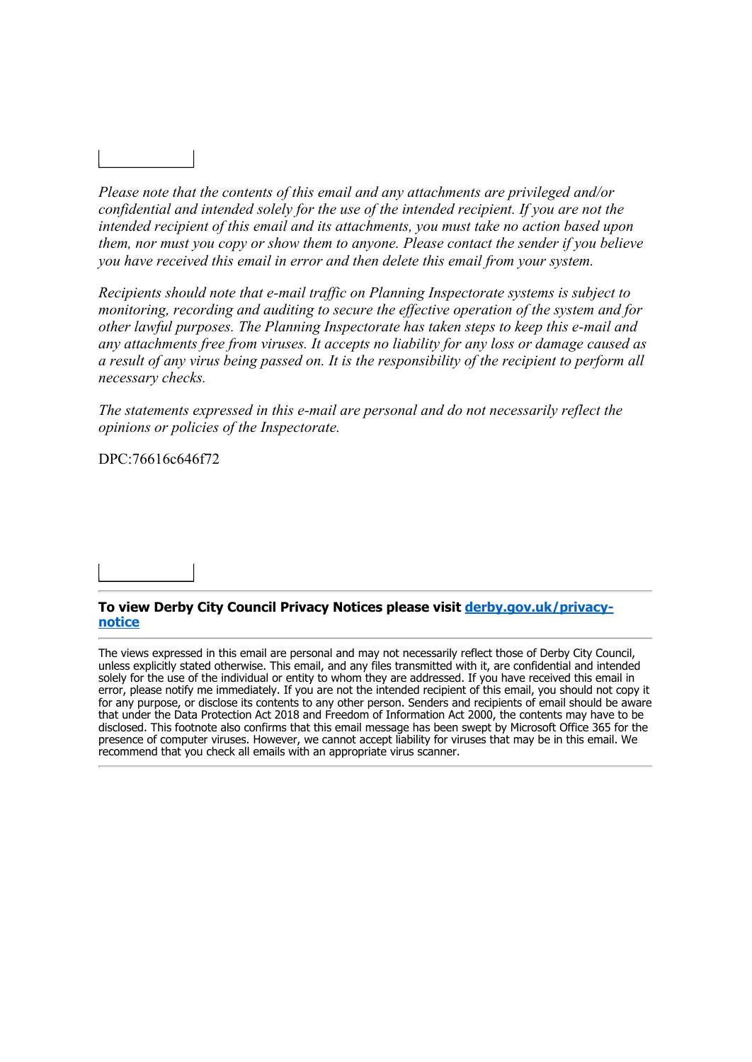*Please note that the contents of this email and any attachments are privileged and/or confidential and intended solely for the use of the intended recipient. If you are not the intended recipient of this email and its attachments, you must take no action based upon them, nor must you copy or show them to anyone. Please contact the sender if you believe you have received this email in error and then delete this email from your system.*

*Recipients should note that e-mail traffic on Planning Inspectorate systems is subject to monitoring, recording and auditing to secure the effective operation of the system and for other lawful purposes. The Planning Inspectorate has taken steps to keep this e-mail and any attachments free from viruses. It accepts no liability for any loss or damage caused as a result of any virus being passed on. It is the responsibility of the recipient to perform all necessary checks.*

*The statements expressed in this e-mail are personal and do not necessarily reflect the opinions or policies of the Inspectorate.*

DPC:76616c646f72

---

**To view Derby City Council Privacy Notices please visit [derby.gov.uk/privacy-notice](derby.gov.uk/privacy-notice)**

---

The views expressed in this email are personal and may not necessarily reflect those of Derby City Council, unless explicitly stated otherwise. This email, and any files transmitted with it, are confidential and intended solely for the use of the individual or entity to whom they are addressed. If you have received this email in error, please notify me immediately. If you are not the intended recipient of this email, you should not copy it for any purpose, or disclose its contents to any other person. Senders and recipients of email should be aware that under the Data Protection Act 2018 and Freedom of Information Act 2000, the contents may have to be disclosed. This footnote also confirms that this email message has been swept by Microsoft Office 365 for the presence of computer viruses. However, we cannot accept liability for viruses that may be in this email. We recommend that you check all emails with an appropriate virus scanner.